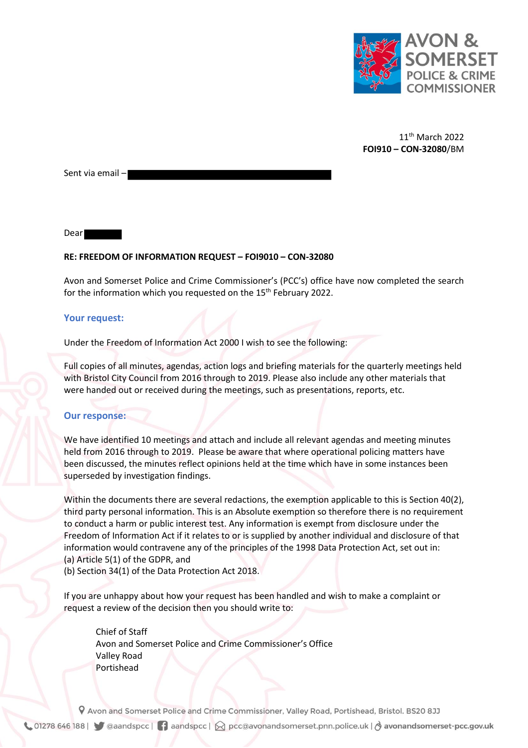AVON & SOMERSET POLICE & CRIME COMMISSIONER

11th March 2022
**FOI910 – CON-32080**/BM

Sent via email –

Dear

**RE: FREEDOM OF INFORMATION REQUEST – FOI9010 – CON-32080**

Avon and Somerset Police and Crime Commissioner's (PCC's) office have now completed the search for the information which you requested on the 15th February 2022.

## Your request:

Under the Freedom of Information Act 2000 I wish to see the following:

Full copies of all minutes, agendas, action logs and briefing materials for the quarterly meetings held with Bristol City Council from 2016 through to 2019. Please also include any other materials that were handed out or received during the meetings, such as presentations, reports, etc.

## Our response:

We have identified 10 meetings and attach and include all relevant agendas and meeting minutes held from 2016 through to 2019. Please be aware that where operational policing matters have been discussed, the minutes reflect opinions held at the time which have in some instances been superseded by investigation findings.

Within the documents there are several redactions, the exemption applicable to this is Section 40(2), third party personal information. This is an Absolute exemption so therefore there is no requirement to conduct a harm or public interest test. Any information is exempt from disclosure under the Freedom of Information Act if it relates to or is supplied by another individual and disclosure of that information would contravene any of the principles of the 1998 Data Protection Act, set out in:
(a) Article 5(1) of the GDPR, and
(b) Section 34(1) of the Data Protection Act 2018.

If you are unhappy about how your request has been handled and wish to make a complaint or request a review of the decision then you should write to:

Chief of Staff
Avon and Somerset Police and Crime Commissioner's Office
Valley Road
Portishead

Avon and Somerset Police and Crime Commissioner, Valley Road, Portishead, Bristol. BS20 8JJ
01278 646 188 | @aandspcc | aandspcc | pcc@avonandsomerset.pnn.police.uk | avonandsomerset-pcc.gov.uk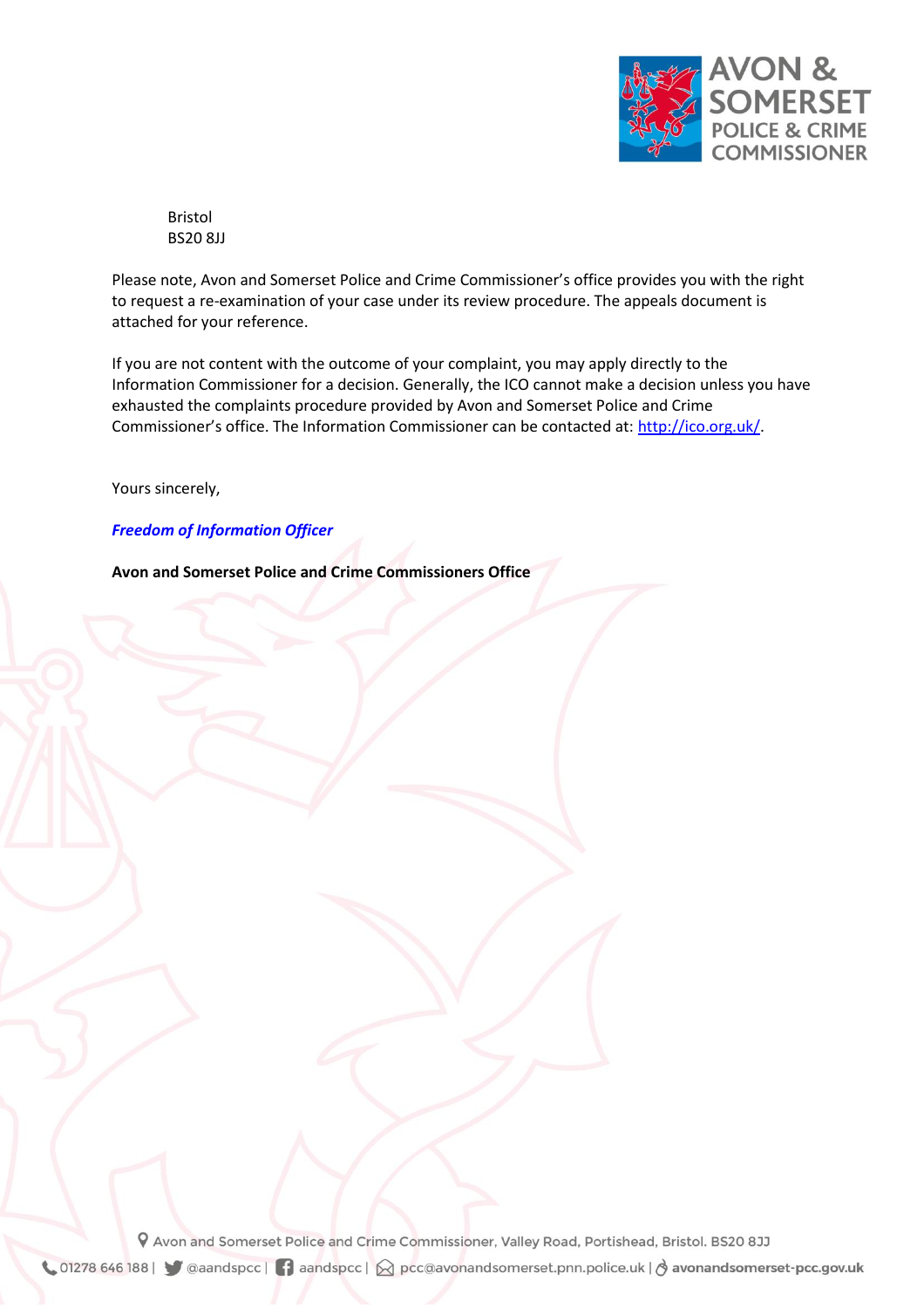Bristol
BS20 8JJ

Please note, Avon and Somerset Police and Crime Commissioner's office provides you with the right to request a re-examination of your case under its review procedure. The appeals document is attached for your reference.

If you are not content with the outcome of your complaint, you may apply directly to the Information Commissioner for a decision. Generally, the ICO cannot make a decision unless you have exhausted the complaints procedure provided by Avon and Somerset Police and Crime Commissioner's office. The Information Commissioner can be contacted at: http://ico.org.uk/.

Yours sincerely,

***Freedom of Information Officer***

**Avon and Somerset Police and Crime Commissioners Office**